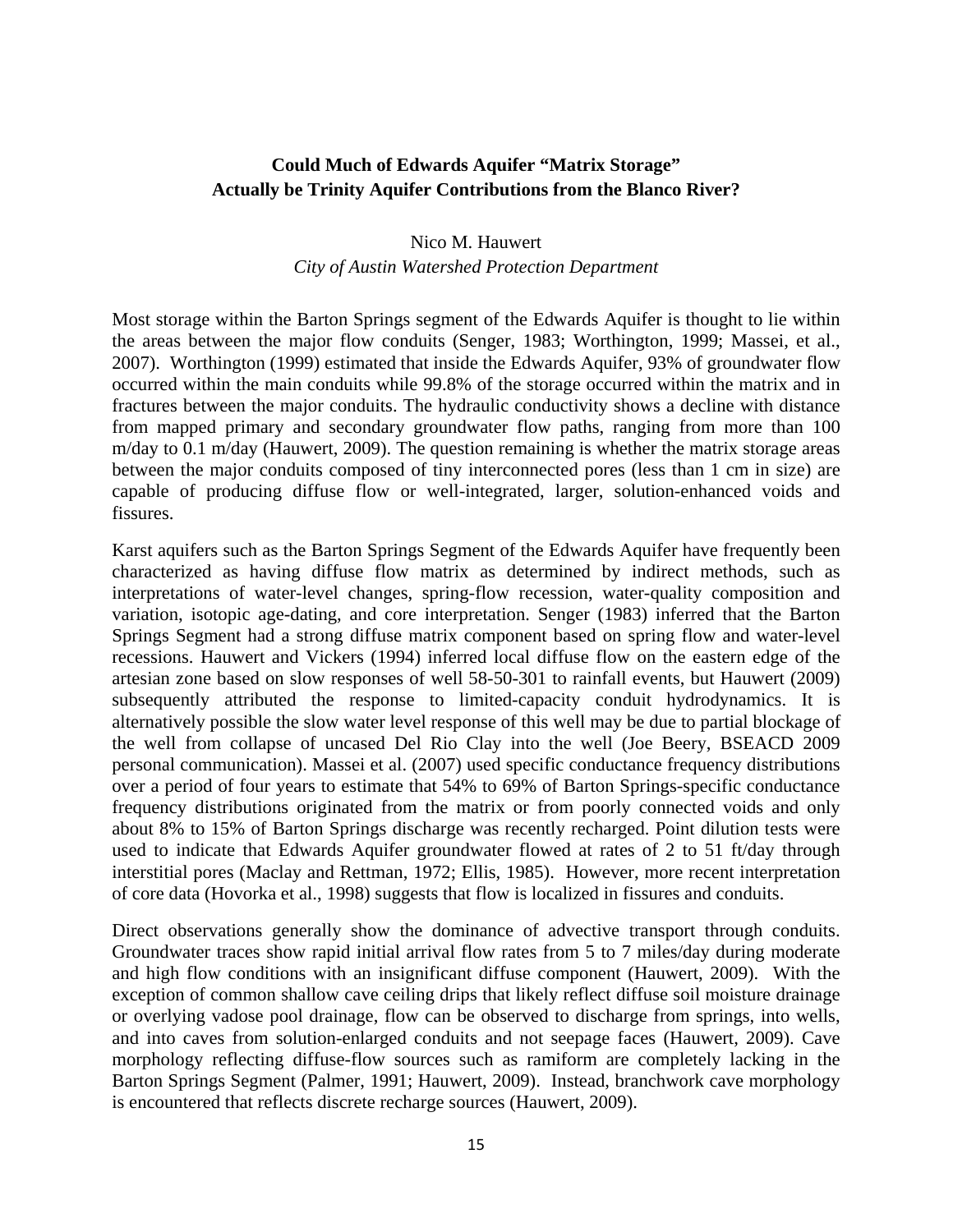## Could Much of Edwards Aquifer "Matrix Storage" Actually be Trinity Aquifer Contributions from the Blanco River?

Nico M. Hauwert

*City of Austin Watershed Protection Department*

Most storage within the Barton Springs segment of the Edwards Aquifer is thought to lie within the areas between the major flow conduits (Senger, 1983; Worthington, 1999; Massei, et al., 2007). Worthington (1999) estimated that inside the Edwards Aquifer, 93% of groundwater flow occurred within the main conduits while 99.8% of the storage occurred within the matrix and in fractures between the major conduits. The hydraulic conductivity shows a decline with distance from mapped primary and secondary groundwater flow paths, ranging from more than 100 m/day to 0.1 m/day (Hauwert, 2009). The question remaining is whether the matrix storage areas between the major conduits composed of tiny interconnected pores (less than 1 cm in size) are capable of producing diffuse flow or well-integrated, larger, solution-enhanced voids and fissures.

Karst aquifers such as the Barton Springs Segment of the Edwards Aquifer have frequently been characterized as having diffuse flow matrix as determined by indirect methods, such as interpretations of water-level changes, spring-flow recession, water-quality composition and variation, isotopic age-dating, and core interpretation. Senger (1983) inferred that the Barton Springs Segment had a strong diffuse matrix component based on spring flow and water-level recessions. Hauwert and Vickers (1994) inferred local diffuse flow on the eastern edge of the artesian zone based on slow responses of well 58-50-301 to rainfall events, but Hauwert (2009) subsequently attributed the response to limited-capacity conduit hydrodynamics. It is alternatively possible the slow water level response of this well may be due to partial blockage of the well from collapse of uncased Del Rio Clay into the well (Joe Beery, BSEACD 2009 personal communication). Massei et al. (2007) used specific conductance frequency distributions over a period of four years to estimate that 54% to 69% of Barton Springs-specific conductance frequency distributions originated from the matrix or from poorly connected voids and only about 8% to 15% of Barton Springs discharge was recently recharged. Point dilution tests were used to indicate that Edwards Aquifer groundwater flowed at rates of 2 to 51 ft/day through interstitial pores (Maclay and Rettman, 1972; Ellis, 1985). However, more recent interpretation of core data (Hovorka et al., 1998) suggests that flow is localized in fissures and conduits.

Direct observations generally show the dominance of advective transport through conduits. Groundwater traces show rapid initial arrival flow rates from 5 to 7 miles/day during moderate and high flow conditions with an insignificant diffuse component (Hauwert, 2009). With the exception of common shallow cave ceiling drips that likely reflect diffuse soil moisture drainage or overlying vadose pool drainage, flow can be observed to discharge from springs, into wells, and into caves from solution-enlarged conduits and not seepage faces (Hauwert, 2009). Cave morphology reflecting diffuse-flow sources such as ramiform are completely lacking in the Barton Springs Segment (Palmer, 1991; Hauwert, 2009). Instead, branchwork cave morphology is encountered that reflects discrete recharge sources (Hauwert, 2009).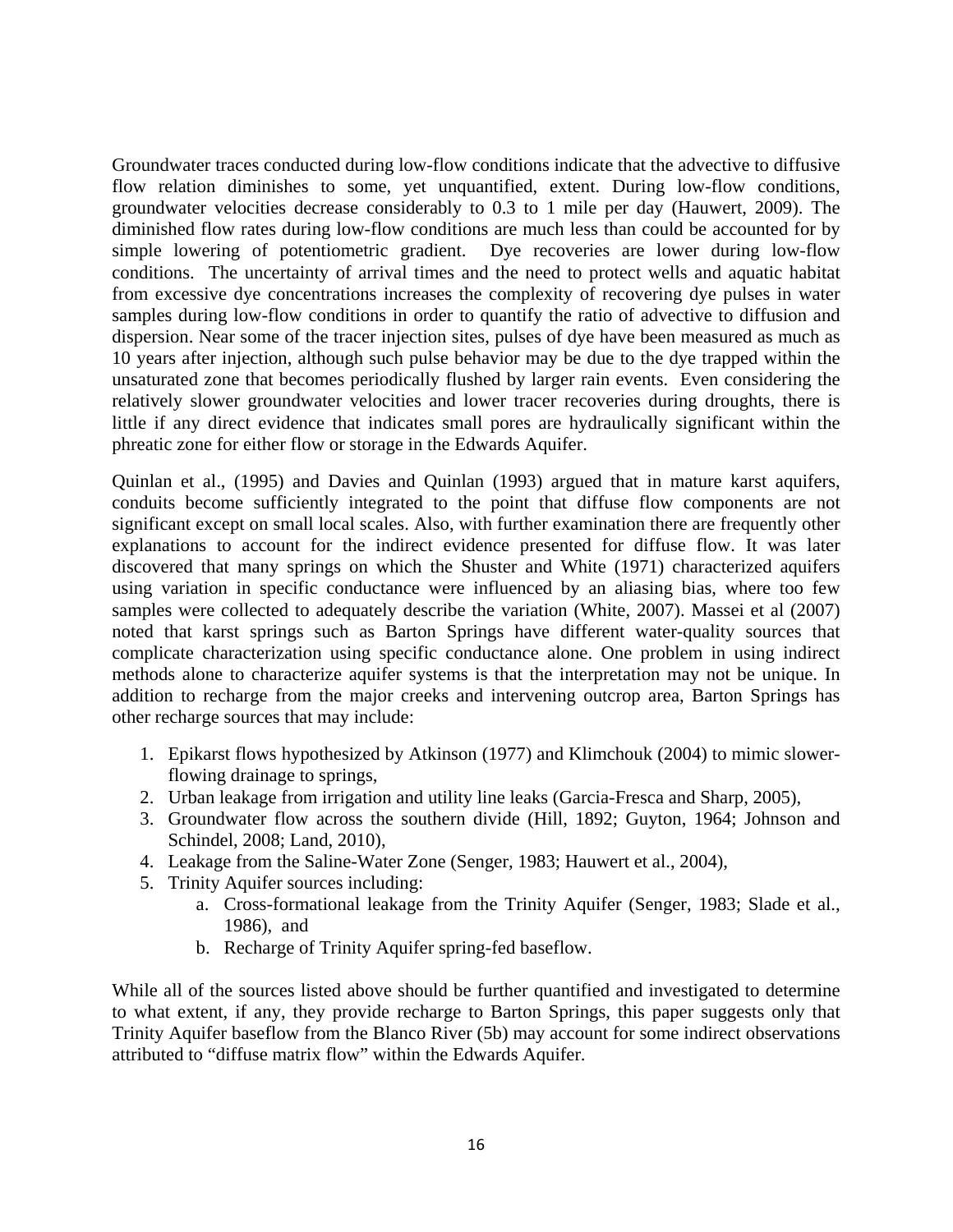Groundwater traces conducted during low-flow conditions indicate that the advective to diffusive flow relation diminishes to some, yet unquantified, extent. During low-flow conditions, groundwater velocities decrease considerably to 0.3 to 1 mile per day (Hauwert, 2009). The diminished flow rates during low-flow conditions are much less than could be accounted for by simple lowering of potentiometric gradient. Dye recoveries are lower during low-flow conditions. The uncertainty of arrival times and the need to protect wells and aquatic habitat from excessive dye concentrations increases the complexity of recovering dye pulses in water samples during low-flow conditions in order to quantify the ratio of advective to diffusion and dispersion. Near some of the tracer injection sites, pulses of dye have been measured as much as 10 years after injection, although such pulse behavior may be due to the dye trapped within the unsaturated zone that becomes periodically flushed by larger rain events. Even considering the relatively slower groundwater velocities and lower tracer recoveries during droughts, there is little if any direct evidence that indicates small pores are hydraulically significant within the phreatic zone for either flow or storage in the Edwards Aquifer.

Quinlan et al., (1995) and Davies and Quinlan (1993) argued that in mature karst aquifers, conduits become sufficiently integrated to the point that diffuse flow components are not significant except on small local scales. Also, with further examination there are frequently other explanations to account for the indirect evidence presented for diffuse flow. It was later discovered that many springs on which the Shuster and White (1971) characterized aquifers using variation in specific conductance were influenced by an aliasing bias, where too few samples were collected to adequately describe the variation (White, 2007). Massei et al (2007) noted that karst springs such as Barton Springs have different water-quality sources that complicate characterization using specific conductance alone. One problem in using indirect methods alone to characterize aquifer systems is that the interpretation may not be unique. In addition to recharge from the major creeks and intervening outcrop area, Barton Springs has other recharge sources that may include:

1. Epikarst flows hypothesized by Atkinson (1977) and Klimchouk (2004) to mimic slower-flowing drainage to springs,
2. Urban leakage from irrigation and utility line leaks (Garcia-Fresca and Sharp, 2005),
3. Groundwater flow across the southern divide (Hill, 1892; Guyton, 1964; Johnson and Schindel, 2008; Land, 2010),
4. Leakage from the Saline-Water Zone (Senger, 1983; Hauwert et al., 2004),
5. Trinity Aquifer sources including:
    a. Cross-formational leakage from the Trinity Aquifer (Senger, 1983; Slade et al., 1986), and
    b. Recharge of Trinity Aquifer spring-fed baseflow.

While all of the sources listed above should be further quantified and investigated to determine to what extent, if any, they provide recharge to Barton Springs, this paper suggests only that Trinity Aquifer baseflow from the Blanco River (5b) may account for some indirect observations attributed to "diffuse matrix flow" within the Edwards Aquifer.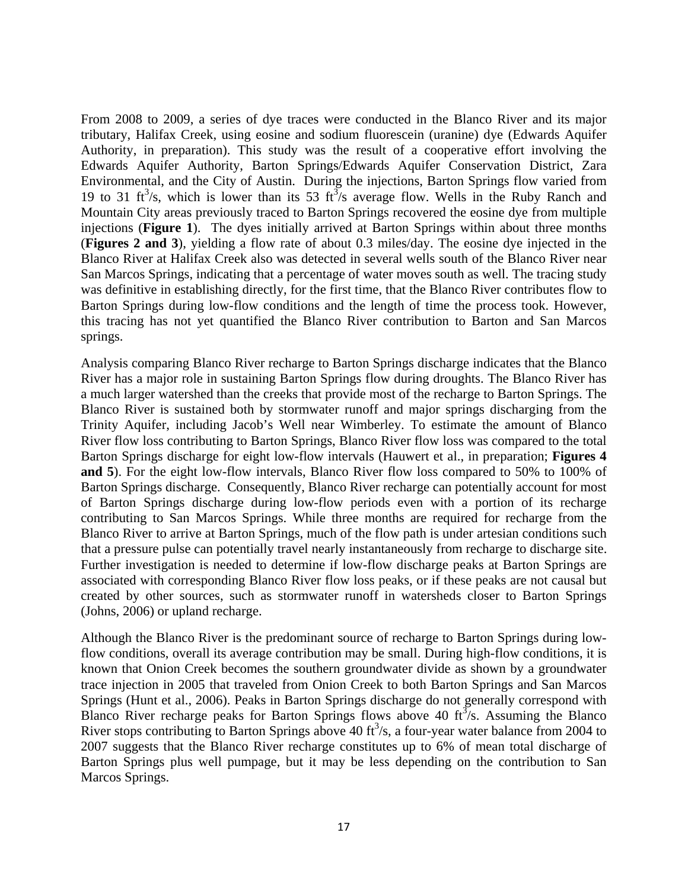From 2008 to 2009, a series of dye traces were conducted in the Blanco River and its major tributary, Halifax Creek, using eosine and sodium fluorescein (uranine) dye (Edwards Aquifer Authority, in preparation). This study was the result of a cooperative effort involving the Edwards Aquifer Authority, Barton Springs/Edwards Aquifer Conservation District, Zara Environmental, and the City of Austin. During the injections, Barton Springs flow varied from 19 to 31 $ft^3/s$, which is lower than its 53 $ft^3/s$ average flow. Wells in the Ruby Ranch and Mountain City areas previously traced to Barton Springs recovered the eosine dye from multiple injections (**Figure 1**). The dyes initially arrived at Barton Springs within about three months (**Figures 2 and 3**), yielding a flow rate of about 0.3 miles/day. The eosine dye injected in the Blanco River at Halifax Creek also was detected in several wells south of the Blanco River near San Marcos Springs, indicating that a percentage of water moves south as well. The tracing study was definitive in establishing directly, for the first time, that the Blanco River contributes flow to Barton Springs during low-flow conditions and the length of time the process took. However, this tracing has not yet quantified the Blanco River contribution to Barton and San Marcos springs.

Analysis comparing Blanco River recharge to Barton Springs discharge indicates that the Blanco River has a major role in sustaining Barton Springs flow during droughts. The Blanco River has a much larger watershed than the creeks that provide most of the recharge to Barton Springs. The Blanco River is sustained both by stormwater runoff and major springs discharging from the Trinity Aquifer, including Jacob's Well near Wimberley. To estimate the amount of Blanco River flow loss contributing to Barton Springs, Blanco River flow loss was compared to the total Barton Springs discharge for eight low-flow intervals (Hauwert et al., in preparation; **Figures 4 and 5**). For the eight low-flow intervals, Blanco River flow loss compared to 50% to 100% of Barton Springs discharge. Consequently, Blanco River recharge can potentially account for most of Barton Springs discharge during low-flow periods even with a portion of its recharge contributing to San Marcos Springs. While three months are required for recharge from the Blanco River to arrive at Barton Springs, much of the flow path is under artesian conditions such that a pressure pulse can potentially travel nearly instantaneously from recharge to discharge site. Further investigation is needed to determine if low-flow discharge peaks at Barton Springs are associated with corresponding Blanco River flow loss peaks, or if these peaks are not causal but created by other sources, such as stormwater runoff in watersheds closer to Barton Springs (Johns, 2006) or upland recharge.

Although the Blanco River is the predominant source of recharge to Barton Springs during low-flow conditions, overall its average contribution may be small. During high-flow conditions, it is known that Onion Creek becomes the southern groundwater divide as shown by a groundwater trace injection in 2005 that traveled from Onion Creek to both Barton Springs and San Marcos Springs (Hunt et al., 2006). Peaks in Barton Springs discharge do not generally correspond with Blanco River recharge peaks for Barton Springs flows above 40 $ft^3/s$. Assuming the Blanco River stops contributing to Barton Springs above 40 $ft^3/s$, a four-year water balance from 2004 to 2007 suggests that the Blanco River recharge constitutes up to 6% of mean total discharge of Barton Springs plus well pumpage, but it may be less depending on the contribution to San Marcos Springs.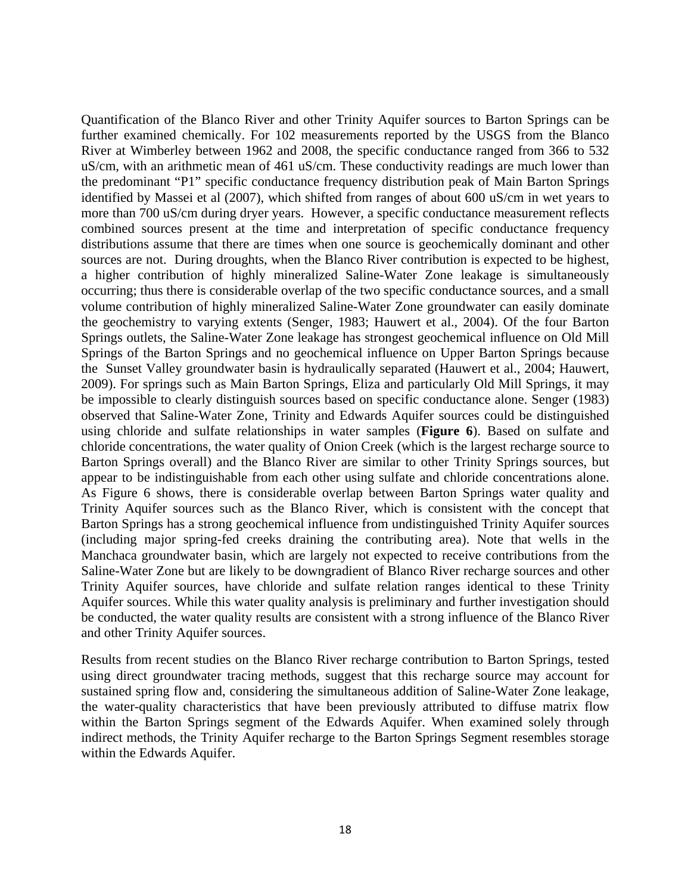Quantification of the Blanco River and other Trinity Aquifer sources to Barton Springs can be further examined chemically. For 102 measurements reported by the USGS from the Blanco River at Wimberley between 1962 and 2008, the specific conductance ranged from 366 to 532 uS/cm, with an arithmetic mean of 461 uS/cm. These conductivity readings are much lower than the predominant "P1" specific conductance frequency distribution peak of Main Barton Springs identified by Massei et al (2007), which shifted from ranges of about 600 uS/cm in wet years to more than 700 uS/cm during dryer years. However, a specific conductance measurement reflects combined sources present at the time and interpretation of specific conductance frequency distributions assume that there are times when one source is geochemically dominant and other sources are not. During droughts, when the Blanco River contribution is expected to be highest, a higher contribution of highly mineralized Saline-Water Zone leakage is simultaneously occurring; thus there is considerable overlap of the two specific conductance sources, and a small volume contribution of highly mineralized Saline-Water Zone groundwater can easily dominate the geochemistry to varying extents (Senger, 1983; Hauwert et al., 2004). Of the four Barton Springs outlets, the Saline-Water Zone leakage has strongest geochemical influence on Old Mill Springs of the Barton Springs and no geochemical influence on Upper Barton Springs because the Sunset Valley groundwater basin is hydraulically separated (Hauwert et al., 2004; Hauwert, 2009). For springs such as Main Barton Springs, Eliza and particularly Old Mill Springs, it may be impossible to clearly distinguish sources based on specific conductance alone. Senger (1983) observed that Saline-Water Zone, Trinity and Edwards Aquifer sources could be distinguished using chloride and sulfate relationships in water samples (**Figure 6**). Based on sulfate and chloride concentrations, the water quality of Onion Creek (which is the largest recharge source to Barton Springs overall) and the Blanco River are similar to other Trinity Springs sources, but appear to be indistinguishable from each other using sulfate and chloride concentrations alone. As Figure 6 shows, there is considerable overlap between Barton Springs water quality and Trinity Aquifer sources such as the Blanco River, which is consistent with the concept that Barton Springs has a strong geochemical influence from undistinguished Trinity Aquifer sources (including major spring-fed creeks draining the contributing area). Note that wells in the Manchaca groundwater basin, which are largely not expected to receive contributions from the Saline-Water Zone but are likely to be downgradient of Blanco River recharge sources and other Trinity Aquifer sources, have chloride and sulfate relation ranges identical to these Trinity Aquifer sources. While this water quality analysis is preliminary and further investigation should be conducted, the water quality results are consistent with a strong influence of the Blanco River and other Trinity Aquifer sources.

Results from recent studies on the Blanco River recharge contribution to Barton Springs, tested using direct groundwater tracing methods, suggest that this recharge source may account for sustained spring flow and, considering the simultaneous addition of Saline-Water Zone leakage, the water-quality characteristics that have been previously attributed to diffuse matrix flow within the Barton Springs segment of the Edwards Aquifer. When examined solely through indirect methods, the Trinity Aquifer recharge to the Barton Springs Segment resembles storage within the Edwards Aquifer.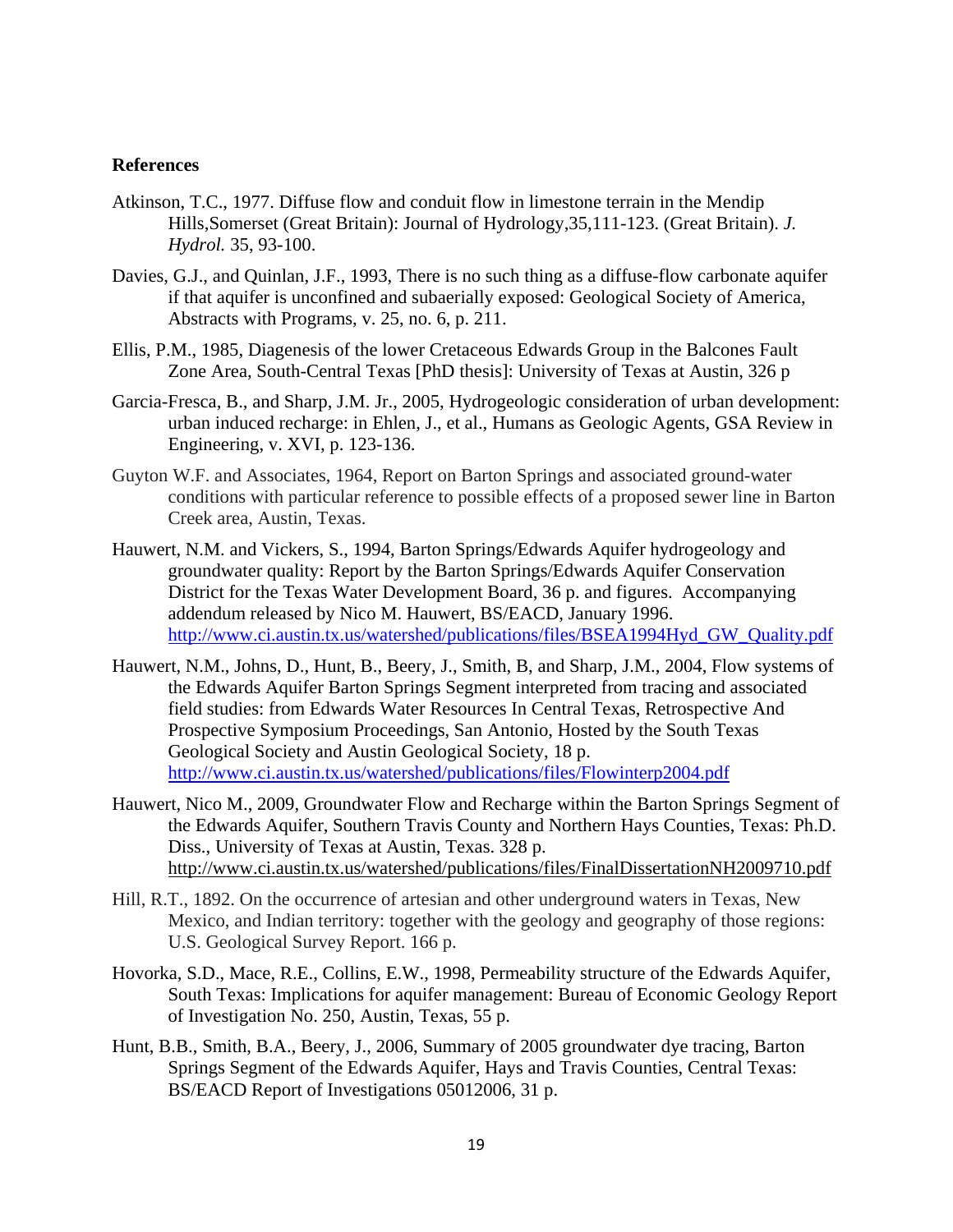**References**

Atkinson, T.C., 1977. Diffuse flow and conduit flow in limestone terrain in the Mendip Hills,Somerset (Great Britain): Journal of Hydrology,35,111-123. (Great Britain). *J. Hydrol.* 35, 93-100.

Davies, G.J., and Quinlan, J.F., 1993, There is no such thing as a diffuse-flow carbonate aquifer if that aquifer is unconfined and subaerially exposed: Geological Society of America, Abstracts with Programs, v. 25, no. 6, p. 211.

Ellis, P.M., 1985, Diagenesis of the lower Cretaceous Edwards Group in the Balcones Fault Zone Area, South-Central Texas [PhD thesis]: University of Texas at Austin, 326 p

Garcia-Fresca, B., and Sharp, J.M. Jr., 2005, Hydrogeologic consideration of urban development: urban induced recharge: in Ehlen, J., et al., Humans as Geologic Agents, GSA Review in Engineering, v. XVI, p. 123-136.

Guyton W.F. and Associates, 1964, Report on Barton Springs and associated ground-water conditions with particular reference to possible effects of a proposed sewer line in Barton Creek area, Austin, Texas.

Hauwert, N.M. and Vickers, S., 1994, Barton Springs/Edwards Aquifer hydrogeology and groundwater quality: Report by the Barton Springs/Edwards Aquifer Conservation District for the Texas Water Development Board, 36 p. and figures. Accompanying addendum released by Nico M. Hauwert, BS/EACD, January 1996. http://www.ci.austin.tx.us/watershed/publications/files/BSEA1994Hyd_GW_Quality.pdf

Hauwert, N.M., Johns, D., Hunt, B., Beery, J., Smith, B, and Sharp, J.M., 2004, Flow systems of the Edwards Aquifer Barton Springs Segment interpreted from tracing and associated field studies: from Edwards Water Resources In Central Texas, Retrospective And Prospective Symposium Proceedings, San Antonio, Hosted by the South Texas Geological Society and Austin Geological Society, 18 p. http://www.ci.austin.tx.us/watershed/publications/files/Flowinterp2004.pdf

Hauwert, Nico M., 2009, Groundwater Flow and Recharge within the Barton Springs Segment of the Edwards Aquifer, Southern Travis County and Northern Hays Counties, Texas: Ph.D. Diss., University of Texas at Austin, Texas. 328 p. http://www.ci.austin.tx.us/watershed/publications/files/FinalDissertationNH2009710.pdf

Hill, R.T., 1892. On the occurrence of artesian and other underground waters in Texas, New Mexico, and Indian territory: together with the geology and geography of those regions: U.S. Geological Survey Report. 166 p.

Hovorka, S.D., Mace, R.E., Collins, E.W., 1998, Permeability structure of the Edwards Aquifer, South Texas: Implications for aquifer management: Bureau of Economic Geology Report of Investigation No. 250, Austin, Texas, 55 p.

Hunt, B.B., Smith, B.A., Beery, J., 2006, Summary of 2005 groundwater dye tracing, Barton Springs Segment of the Edwards Aquifer, Hays and Travis Counties, Central Texas: BS/EACD Report of Investigations 05012006, 31 p.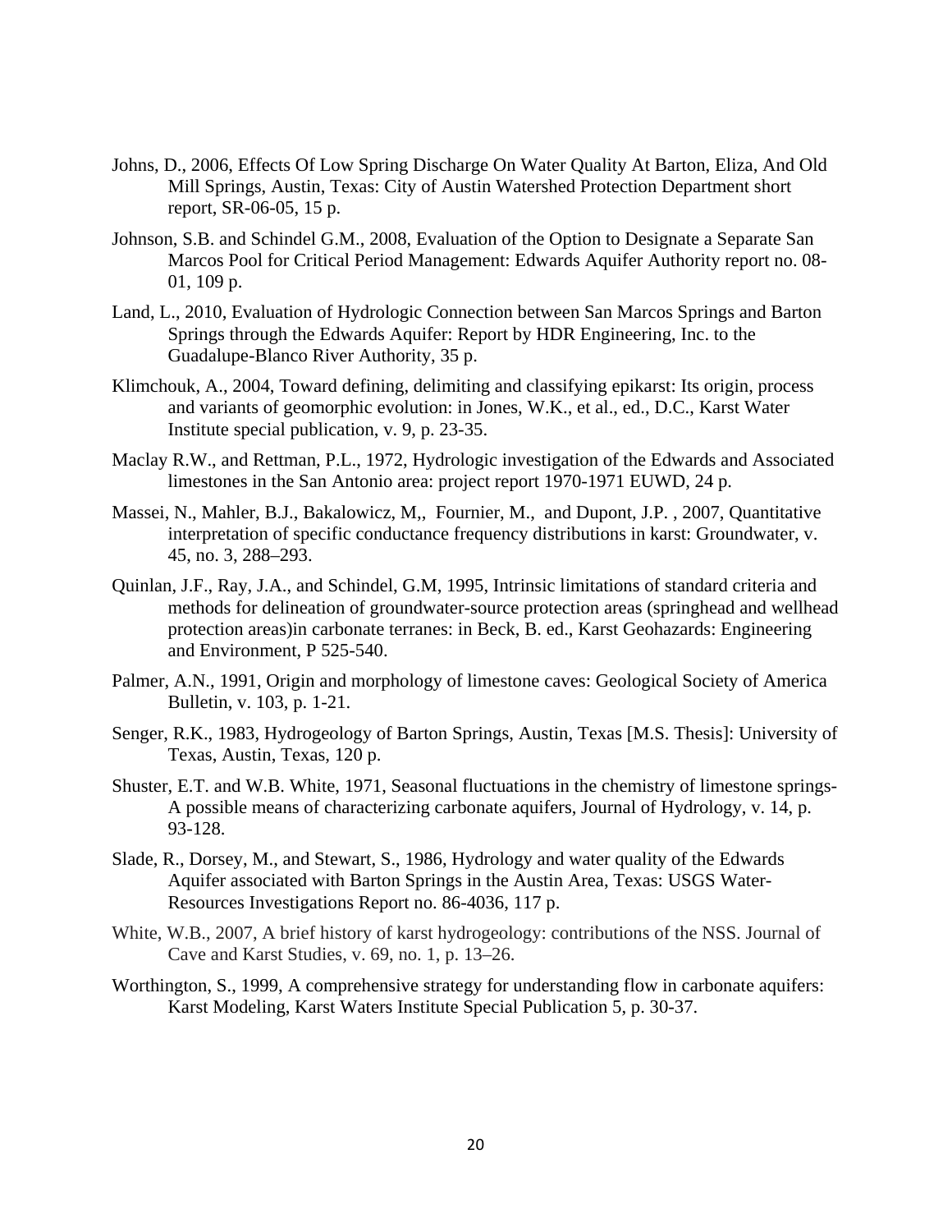Johns, D., 2006, Effects Of Low Spring Discharge On Water Quality At Barton, Eliza, And Old Mill Springs, Austin, Texas: City of Austin Watershed Protection Department short report, SR-06-05, 15 p.

Johnson, S.B. and Schindel G.M., 2008, Evaluation of the Option to Designate a Separate San Marcos Pool for Critical Period Management: Edwards Aquifer Authority report no. 08-01, 109 p.

Land, L., 2010, Evaluation of Hydrologic Connection between San Marcos Springs and Barton Springs through the Edwards Aquifer: Report by HDR Engineering, Inc. to the Guadalupe-Blanco River Authority, 35 p.

Klimchouk, A., 2004, Toward defining, delimiting and classifying epikarst: Its origin, process and variants of geomorphic evolution: in Jones, W.K., et al., ed., D.C., Karst Water Institute special publication, v. 9, p. 23-35.

Maclay R.W., and Rettman, P.L., 1972, Hydrologic investigation of the Edwards and Associated limestones in the San Antonio area: project report 1970-1971 EUWD, 24 p.

Massei, N., Mahler, B.J., Bakalowicz, M,, Fournier, M., and Dupont, J.P. , 2007, Quantitative interpretation of specific conductance frequency distributions in karst: Groundwater, v. 45, no. 3, 288–293.

Quinlan, J.F., Ray, J.A., and Schindel, G.M, 1995, Intrinsic limitations of standard criteria and methods for delineation of groundwater-source protection areas (springhead and wellhead protection areas)in carbonate terranes: in Beck, B. ed., Karst Geohazards: Engineering and Environment, P 525-540.

Palmer, A.N., 1991, Origin and morphology of limestone caves: Geological Society of America Bulletin, v. 103, p. 1-21.

Senger, R.K., 1983, Hydrogeology of Barton Springs, Austin, Texas [M.S. Thesis]: University of Texas, Austin, Texas, 120 p.

Shuster, E.T. and W.B. White, 1971, Seasonal fluctuations in the chemistry of limestone springs-A possible means of characterizing carbonate aquifers, Journal of Hydrology, v. 14, p. 93-128.

Slade, R., Dorsey, M., and Stewart, S., 1986, Hydrology and water quality of the Edwards Aquifer associated with Barton Springs in the Austin Area, Texas: USGS Water-Resources Investigations Report no. 86-4036, 117 p.

White, W.B., 2007, A brief history of karst hydrogeology: contributions of the NSS. Journal of Cave and Karst Studies, v. 69, no. 1, p. 13–26.

Worthington, S., 1999, A comprehensive strategy for understanding flow in carbonate aquifers: Karst Modeling, Karst Waters Institute Special Publication 5, p. 30-37.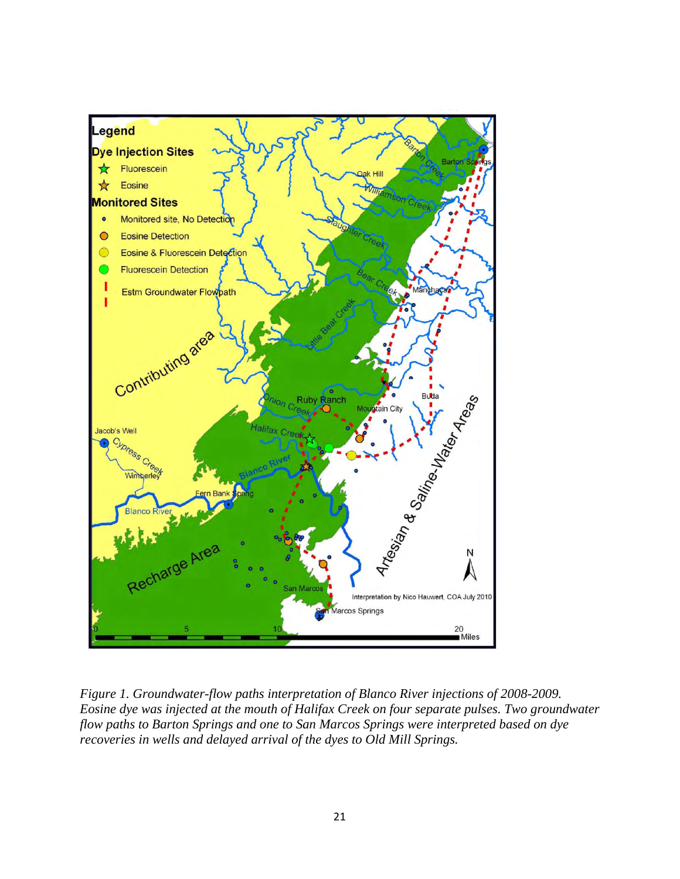*Figure 1. Groundwater-flow paths interpretation of Blanco River injections of 2008-2009. Eosine dye was injected at the mouth of Halifax Creek on four separate pulses. Two groundwater flow paths to Barton Springs and one to San Marcos Springs were interpreted based on dye recoveries in wells and delayed arrival of the dyes to Old Mill Springs.*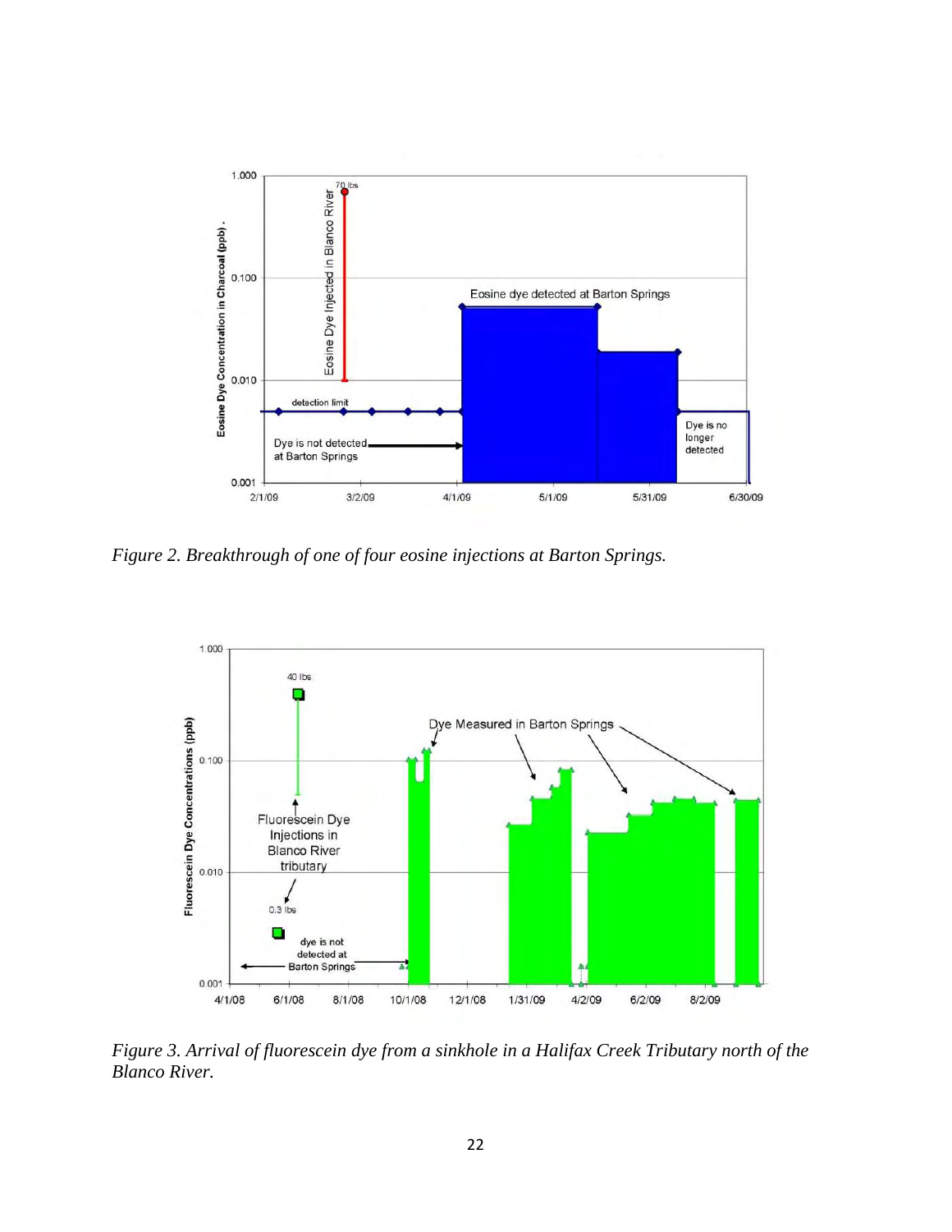*Figure 2. Breakthrough of one of four eosine injections at Barton Springs.*

*Figure 3. Arrival of fluorescein dye from a sinkhole in a Halifax Creek Tributary north of the Blanco River.*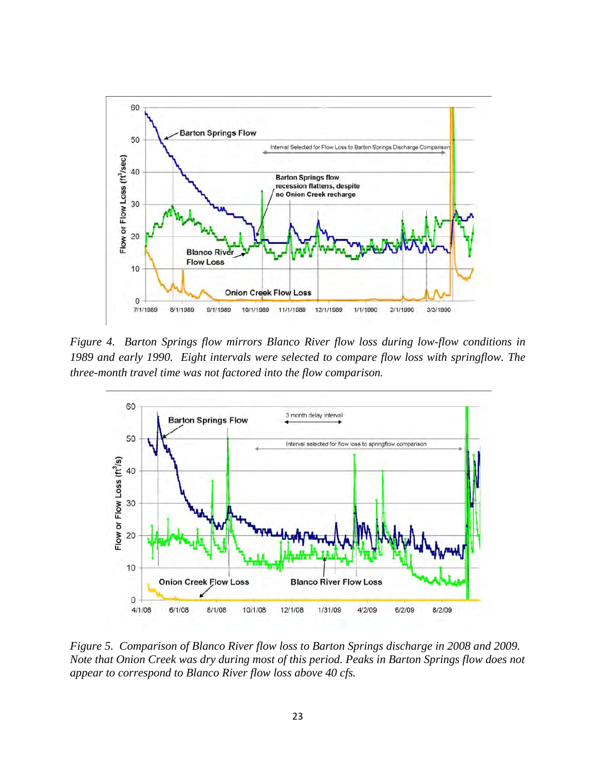*Figure 4. Barton Springs flow mirrors Blanco River flow loss during low-flow conditions in 1989 and early 1990. Eight intervals were selected to compare flow loss with springflow. The three-month travel time was not factored into the flow comparison.*

*Figure 5. Comparison of Blanco River flow loss to Barton Springs discharge in 2008 and 2009. Note that Onion Creek was dry during most of this period. Peaks in Barton Springs flow does not appear to correspond to Blanco River flow loss above 40 cfs.*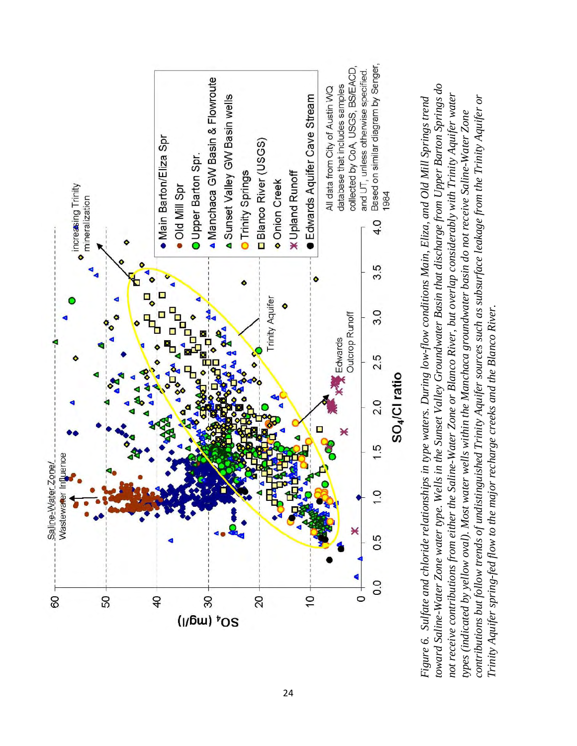$SO_4$ (mg/l)

60
50
40
30
20
10
0

0.0
0.5
1.0
1.5
2.0
2.5
3.0
3.5
4.0

$SO_4$/Cl ratio

Saline-Water Zone/
Wastewater Influence

increasing Trinity
mineralization

Trinity Aquifer

Edwards
Outcrop Runoff

- Main Barton/Eliza Spr
- Old Mill Spr
- Upper Barton Spr.
- Manchaca GW Basin & Flowroute
- Sunset Valley GW Basin wells
- Trinity Springs
- Blanco River (USGS)
- Onion Creek
- Upland Runoff
- Edwards Aquifer Cave Stream

All data from City of Austin WQ database that includes samples collected by CoA, USGS, BS/EACD, and UT, unless otherwise specified.
Based on similar diagram by Senger, 1984

*Figure 6. Sulfate and chloride relationships in type waters. During low-flow conditions Main, Eliza, and Old Mill Springs trend toward Saline-Water Zone water type. Wells in the Sunset Valley Groundwater Basin that discharge from Upper Barton Springs do not receive contributions from either the Saline-Water Zone or Blanco River, but overlap considerably with Trinity Aquifer water types (indicated by yellow oval). Most water wells within the Manchaca groundwater basin do not receive Saline-Water Zone contributions but follow trends of undistinguished Trinity Aquifer sources such as subsurface leakage from the Trinity Aquifer or Trinity Aquifer spring-fed flow to the major recharge creeks and the Blanco River.*